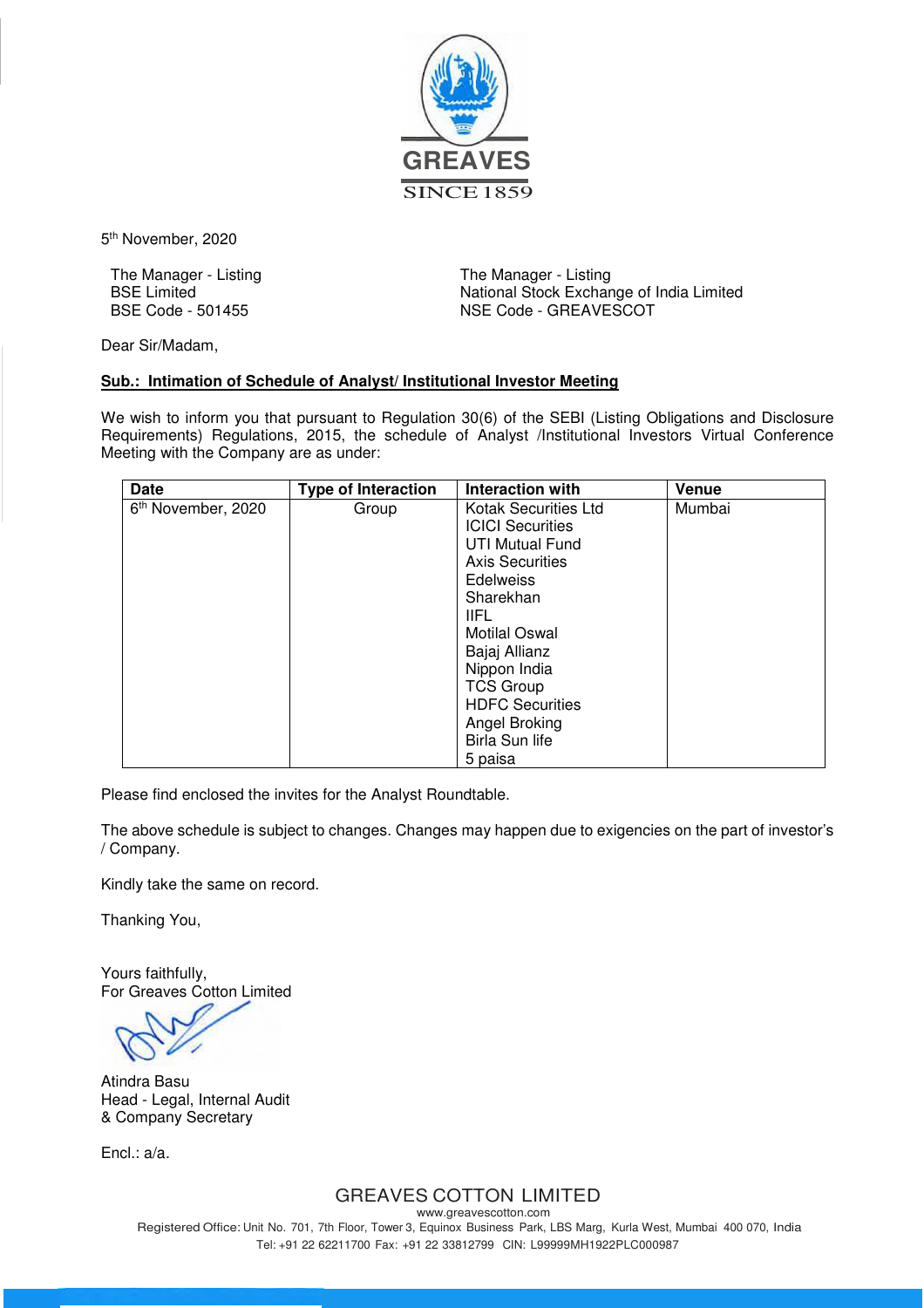GREAVES

SINCE 1859

5th November, 2020

The Manager - Listing
BSE Limited
BSE Code - 501455

The Manager - Listing
National Stock Exchange of India Limited
NSE Code - GREAVESCOT

Dear Sir/Madam,

**Sub.: Intimation of Schedule of Analyst/ Institutional Investor Meeting**

We wish to inform you that pursuant to Regulation 30(6) of the SEBI (Listing Obligations and Disclosure Requirements) Regulations, 2015, the schedule of Analyst /Institutional Investors Virtual Conference Meeting with the Company are as under:

| Date | Type of Interaction | Interaction with | Venue |
|---|---|---|---|
| 6th November, 2020 | Group | Kotak Securities Ltd<br>ICICI Securities<br>UTI Mutual Fund<br>Axis Securities<br>Edelweiss<br>Sharekhan<br>IIFL<br>Motilal Oswal<br>Bajaj Allianz<br>Nippon India<br>TCS Group<br>HDFC Securities<br>Angel Broking<br>Birla Sun life<br>5 paisa | Mumbai |

Please find enclosed the invites for the Analyst Roundtable.

The above schedule is subject to changes. Changes may happen due to exigencies on the part of investor's / Company.

Kindly take the same on record.

Thanking You,

Yours faithfully,
For Greaves Cotton Limited

Atindra Basu
Head - Legal, Internal Audit
& Company Secretary

Encl.: a/a.

GREAVES COTTON LIMITED
www.greavescotton.com
Registered Office: Unit No. 701, 7th Floor, Tower 3, Equinox Business Park, LBS Marg, Kurla West, Mumbai 400 070, India
Tel: +91 22 62211700 Fax: +91 22 33812799 CIN: L99999MH1922PLC000987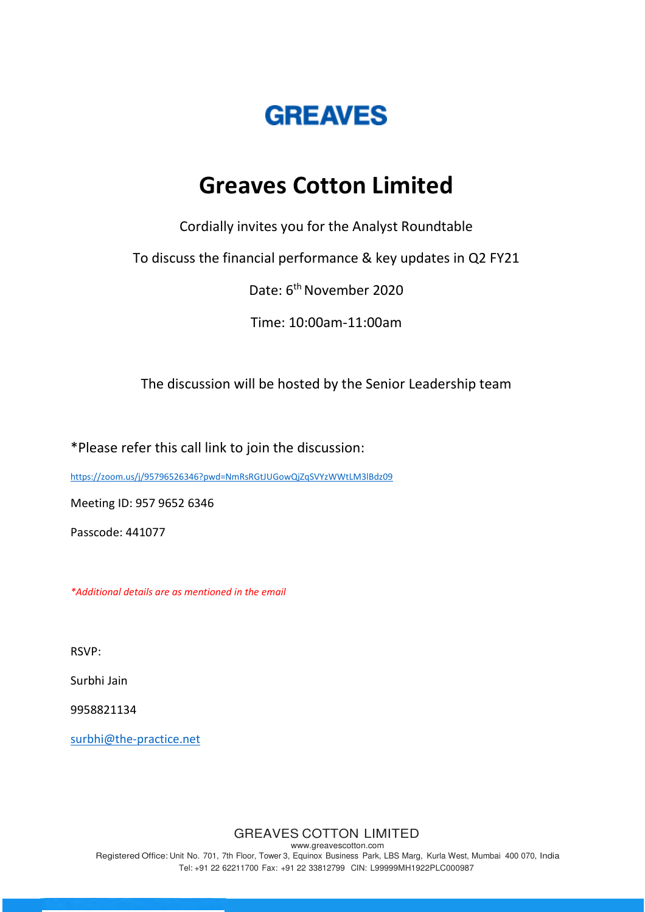GREAVES

# Greaves Cotton Limited

Cordially invites you for the Analyst Roundtable

To discuss the financial performance & key updates in Q2 FY21

Date: 6th November 2020

Time: 10:00am-11:00am

The discussion will be hosted by the Senior Leadership team

*Please refer this call link to join the discussion:

https://zoom.us/j/95796526346?pwd=NmRsRGtJUGowQjZqSVYzWWtLM3lBdz09

Meeting ID: 957 9652 6346

Passcode: 441077

*Additional details are as mentioned in the email*

RSVP:

Surbhi Jain

9958821134

surbhi@the-practice.net

GREAVES COTTON LIMITED
www.greavescotton.com
Registered Office: Unit No. 701, 7th Floor, Tower 3, Equinox Business Park, LBS Marg, Kurla West, Mumbai 400 070, India
Tel: +91 22 62211700 Fax: +91 22 33812799 CIN: L99999MH1922PLC000987